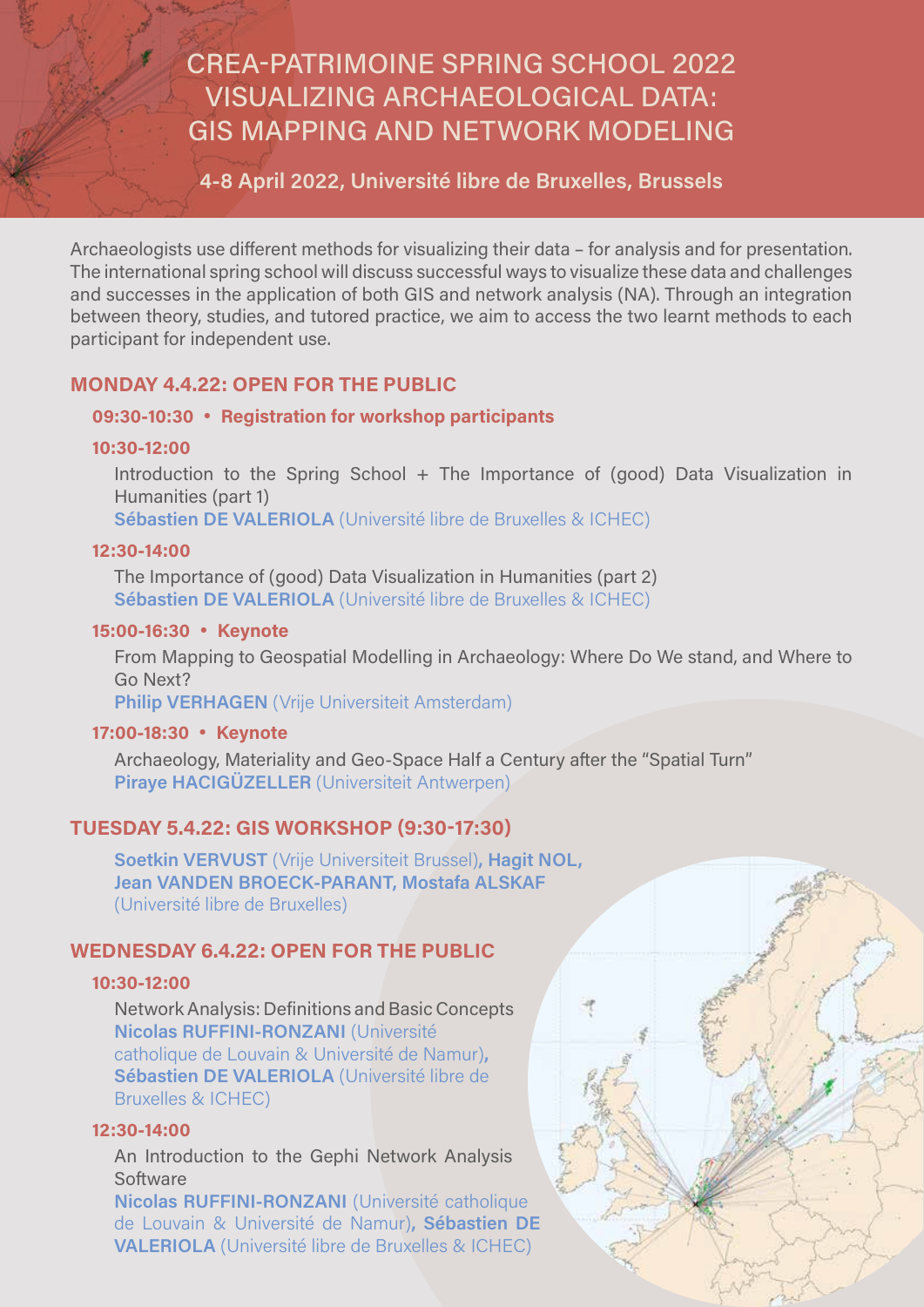# CREA-PATRIMOINE SPRING SCHOOL 2022 VISUALIZING ARCHAEOLOGICAL DATA: GIS MAPPING AND NETWORK MODELING

**4-8 April 2022, Université libre de Bruxelles, Brussels**

Archaeologists use different methods for visualizing their data – for analysis and for presentation. The international spring school will discuss successful ways to visualize these data and challenges and successes in the application of both GIS and network analysis (NA). Through an integration between theory, studies, and tutored practice, we aim to access the two learnt methods to each participant for independent use.

## MONDAY 4.4.22: OPEN FOR THE PUBLIC

### 09:30-10:30 • Registration for workshop participants

### 10:30-12:00

Introduction to the Spring School + The Importance of (good) Data Visualization in Humanities (part 1)
**Sébastien DE VALERIOLA** (Université libre de Bruxelles & ICHEC)

### 12:30-14:00

The Importance of (good) Data Visualization in Humanities (part 2)
**Sébastien DE VALERIOLA** (Université libre de Bruxelles & ICHEC)

### 15:00-16:30 • Keynote

From Mapping to Geospatial Modelling in Archaeology: Where Do We stand, and Where to Go Next?
**Philip VERHAGEN** (Vrije Universiteit Amsterdam)

### 17:00-18:30 • Keynote

Archaeology, Materiality and Geo-Space Half a Century after the "Spatial Turn"
**Piraye HACIGÜZELLER** (Universiteit Antwerpen)

## TUESDAY 5.4.22: GIS WORKSHOP (9:30-17:30)

**Soetkin VERVUST** (Vrije Universiteit Brussel), **Hagit NOL, Jean VANDEN BROECK-PARANT, Mostafa ALSKAF** (Université libre de Bruxelles)

## WEDNESDAY 6.4.22: OPEN FOR THE PUBLIC

### 10:30-12:00

Network Analysis: Definitions and Basic Concepts
**Nicolas RUFFINI-RONZANI** (Université catholique de Louvain & Université de Namur), **Sébastien DE VALERIOLA** (Université libre de Bruxelles & ICHEC)

### 12:30-14:00

An Introduction to the Gephi Network Analysis Software
**Nicolas RUFFINI-RONZANI** (Université catholique de Louvain & Université de Namur), **Sébastien DE VALERIOLA** (Université libre de Bruxelles & ICHEC)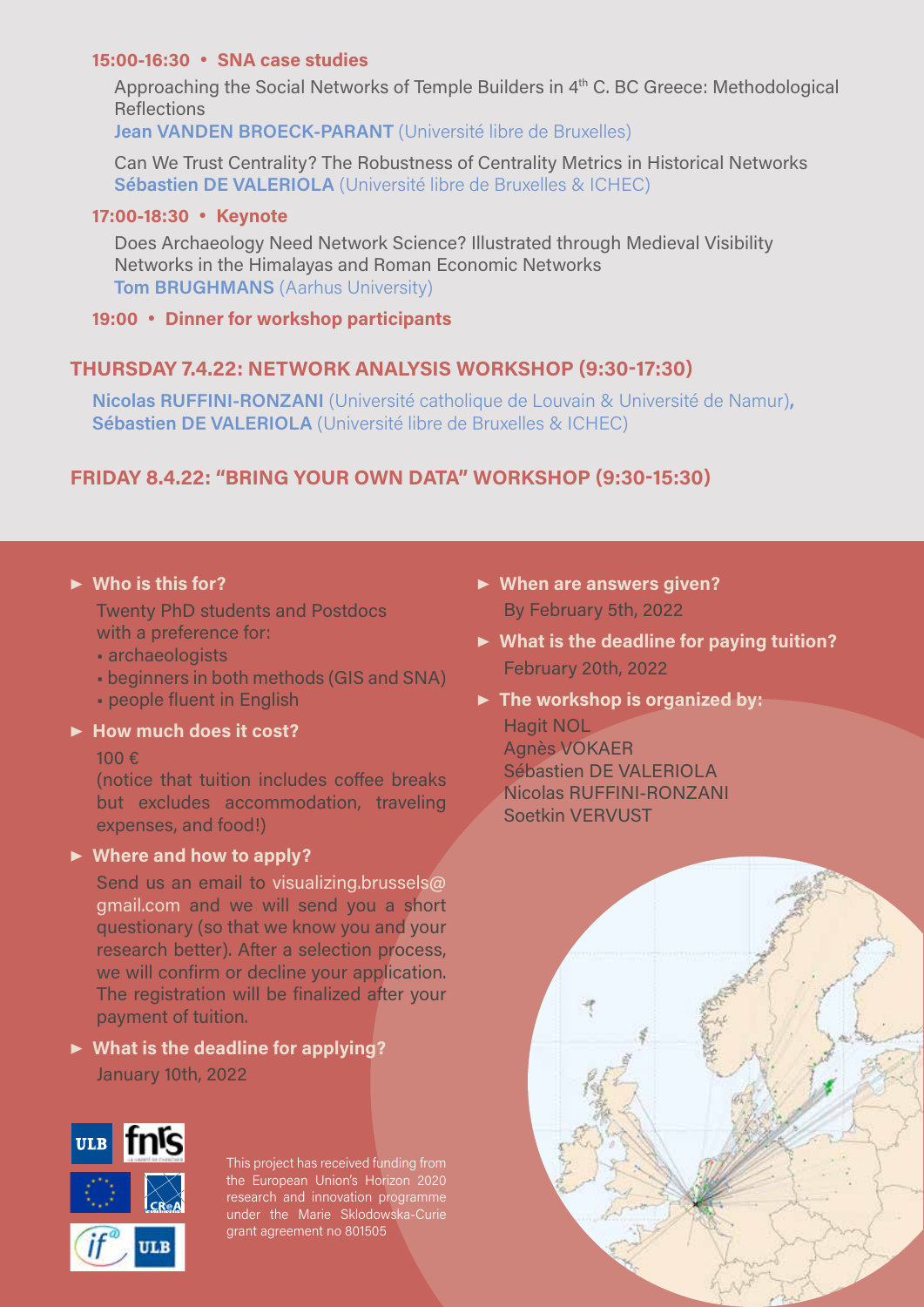**15:00-16:30 • SNA case studies**

Approaching the Social Networks of Temple Builders in 4th C. BC Greece: Methodological Reflections
**Jean VANDEN BROECK-PARANT** (Université libre de Bruxelles)

Can We Trust Centrality? The Robustness of Centrality Metrics in Historical Networks
**Sébastien DE VALERIOLA** (Université libre de Bruxelles & ICHEC)

**17:00-18:30 • Keynote**

Does Archaeology Need Network Science? Illustrated through Medieval Visibility Networks in the Himalayas and Roman Economic Networks
**Tom BRUGHMANS** (Aarhus University)

**19:00 • Dinner for workshop participants**

## THURSDAY 7.4.22: NETWORK ANALYSIS WORKSHOP (9:30-17:30)

**Nicolas RUFFINI-RONZANI** (Université catholique de Louvain & Université de Namur), **Sébastien DE VALERIOLA** (Université libre de Bruxelles & ICHEC)

## FRIDAY 8.4.22: "BRING YOUR OWN DATA" WORKSHOP (9:30-15:30)

► **Who is this for?**

Twenty PhD students and Postdocs with a preference for:

- archaeologists
- beginners in both methods (GIS and SNA)
- people fluent in English

► **How much does it cost?**

100 €

(notice that tuition includes coffee breaks but excludes accommodation, traveling expenses, and food!)

► **Where and how to apply?**

Send us an email to visualizing.brussels@gmail.com and we will send you a short questionary (so that we know you and your research better). After a selection process, we will confirm or decline your application. The registration will be finalized after your payment of tuition.

► **What is the deadline for applying?**

January 10th, 2022

► **When are answers given?**

By February 5th, 2022

► **What is the deadline for paying tuition?**

February 20th, 2022

► **The workshop is organized by:**

Hagit NOL
Agnès VOKAER
Sébastien DE VALERIOLA
Nicolas RUFFINI-RONZANI
Soetkin VERVUST

This project has received funding from the European Union's Horizon 2020 research and innovation programme under the Marie Sklodowska-Curie grant agreement no 801505